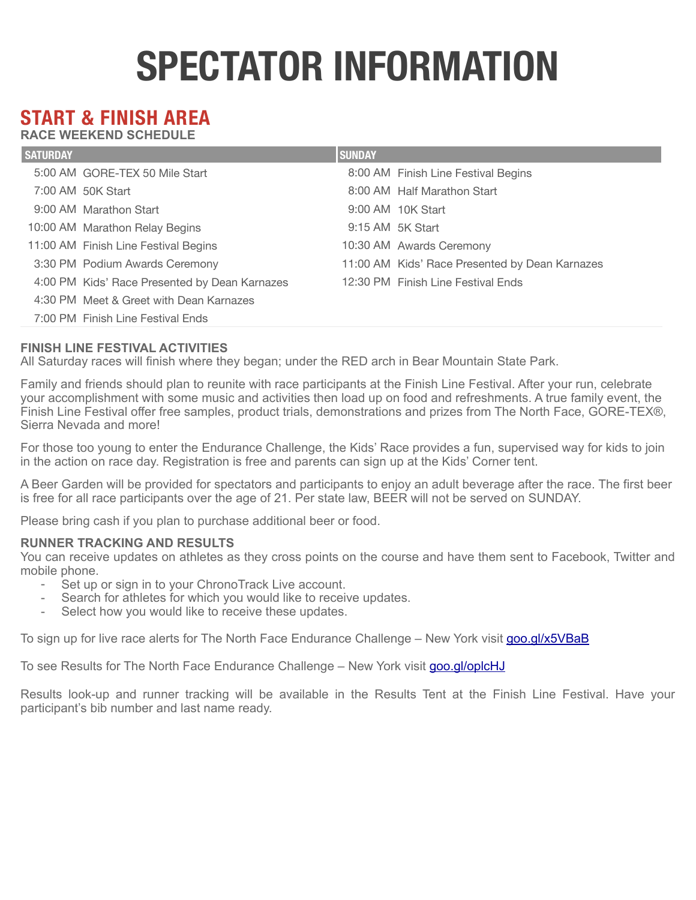# SPECTATOR INFORMATION

## START & FINISH AREA

**RACE WEEKEND SCHEDULE**

| SATURDAY | | SUNDAY | |
|---|---|---|---|
| 5:00 AM | GORE-TEX 50 Mile Start | 8:00 AM | Finish Line Festival Begins |
| 7:00 AM | 50K Start | 8:00 AM | Half Marathon Start |
| 9:00 AM | Marathon Start | 9:00 AM | 10K Start |
| 10:00 AM | Marathon Relay Begins | 9:15 AM | 5K Start |
| 11:00 AM | Finish Line Festival Begins | 10:30 AM | Awards Ceremony |
| 3:30 PM | Podium Awards Ceremony | 11:00 AM | Kids' Race Presented by Dean Karnazes |
| 4:00 PM | Kids' Race Presented by Dean Karnazes | 12:30 PM | Finish Line Festival Ends |
| 4:30 PM | Meet & Greet with Dean Karnazes | | |
| 7:00 PM | Finish Line Festival Ends | | |

### FINISH LINE FESTIVAL ACTIVITIES

All Saturday races will finish where they began; under the RED arch in Bear Mountain State Park.

Family and friends should plan to reunite with race participants at the Finish Line Festival. After your run, celebrate your accomplishment with some music and activities then load up on food and refreshments. A true family event, the Finish Line Festival offer free samples, product trials, demonstrations and prizes from The North Face, GORE-TEX®, Sierra Nevada and more!

For those too young to enter the Endurance Challenge, the Kids' Race provides a fun, supervised way for kids to join in the action on race day. Registration is free and parents can sign up at the Kids' Corner tent.

A Beer Garden will be provided for spectators and participants to enjoy an adult beverage after the race. The first beer is free for all race participants over the age of 21. Per state law, BEER will not be served on SUNDAY.

Please bring cash if you plan to purchase additional beer or food.

### RUNNER TRACKING AND RESULTS

You can receive updates on athletes as they cross points on the course and have them sent to Facebook, Twitter and mobile phone.

- Set up or sign in to your ChronoTrack Live account.
- Search for athletes for which you would like to receive updates.
- Select how you would like to receive these updates.

To sign up for live race alerts for The North Face Endurance Challenge – New York visit goo.gl/x5VBaB

To see Results for The North Face Endurance Challenge – New York visit goo.gl/oplcHJ

Results look-up and runner tracking will be available in the Results Tent at the Finish Line Festival. Have your participant's bib number and last name ready.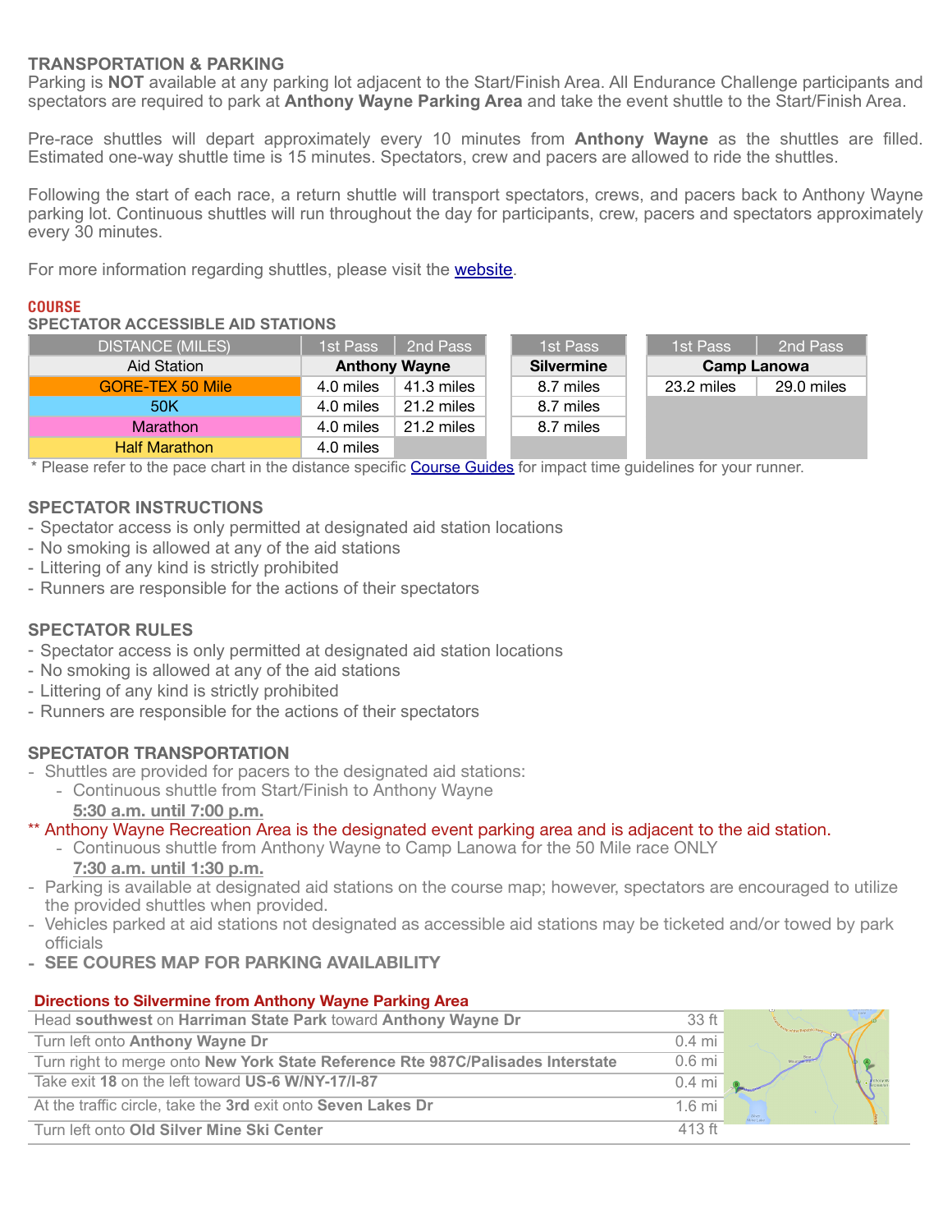## TRANSPORTATION & PARKING

Parking is **NOT** available at any parking lot adjacent to the Start/Finish Area. All Endurance Challenge participants and spectators are required to park at **Anthony Wayne Parking Area** and take the event shuttle to the Start/Finish Area.

Pre-race shuttles will depart approximately every 10 minutes from **Anthony Wayne** as the shuttles are filled. Estimated one-way shuttle time is 15 minutes. Spectators, crew and pacers are allowed to ride the shuttles.

Following the start of each race, a return shuttle will transport spectators, crews, and pacers back to Anthony Wayne parking lot. Continuous shuttles will run throughout the day for participants, crew, pacers and spectators approximately every 30 minutes.

For more information regarding shuttles, please visit the website.

## COURSE

### SPECTATOR ACCESSIBLE AID STATIONS

| DISTANCE (MILES) | 1st Pass | 2nd Pass | 1st Pass | 1st Pass | 2nd Pass |
|---|---|---|---|---|---|
| Aid Station | Anthony Wayne | | Silvermine | Camp Lanowa | |
| GORE-TEX 50 Mile | 4.0 miles | 41.3 miles | 8.7 miles | 23.2 miles | 29.0 miles |
| 50K | 4.0 miles | 21.2 miles | 8.7 miles | | |
| Marathon | 4.0 miles | 21.2 miles | 8.7 miles | | |
| Half Marathon | 4.0 miles | | | | |

* Please refer to the pace chart in the distance specific Course Guides for impact time guidelines for your runner.

### SPECTATOR INSTRUCTIONS

- Spectator access is only permitted at designated aid station locations
- No smoking is allowed at any of the aid stations
- Littering of any kind is strictly prohibited
- Runners are responsible for the actions of their spectators

### SPECTATOR RULES

- Spectator access is only permitted at designated aid station locations
- No smoking is allowed at any of the aid stations
- Littering of any kind is strictly prohibited
- Runners are responsible for the actions of their spectators

### SPECTATOR TRANSPORTATION

- Shuttles are provided for pacers to the designated aid stations:
  - Continuous shuttle from Start/Finish to Anthony Wayne
    **5:30 a.m. until 7:00 p.m.**

** Anthony Wayne Recreation Area is the designated event parking area and is adjacent to the aid station.

  - Continuous shuttle from Anthony Wayne to Camp Lanowa for the 50 Mile race ONLY
    **7:30 a.m. until 1:30 p.m.**
- Parking is available at designated aid stations on the course map; however, spectators are encouraged to utilize the provided shuttles when provided.
- Vehicles parked at aid stations not designated as accessible aid stations may be ticketed and/or towed by park officials
- **SEE COURES MAP FOR PARKING AVAILABILITY**

### Directions to Silvermine from Anthony Wayne Parking Area

| | |
|---|---|
| Head **southwest** on **Harriman State Park** toward **Anthony Wayne Dr** | 33 ft |
| Turn left onto **Anthony Wayne Dr** | 0.4 mi |
| Turn right to merge onto **New York State Reference Rte 987C/Palisades Interstate** | 0.6 mi |
| Take exit **18** on the left toward **US-6 W/NY-17/I-87** | 0.4 mi |
| At the traffic circle, take the **3rd** exit onto **Seven Lakes Dr** | 1.6 mi |
| Turn left onto **Old Silver Mine Ski Center** | 413 ft |